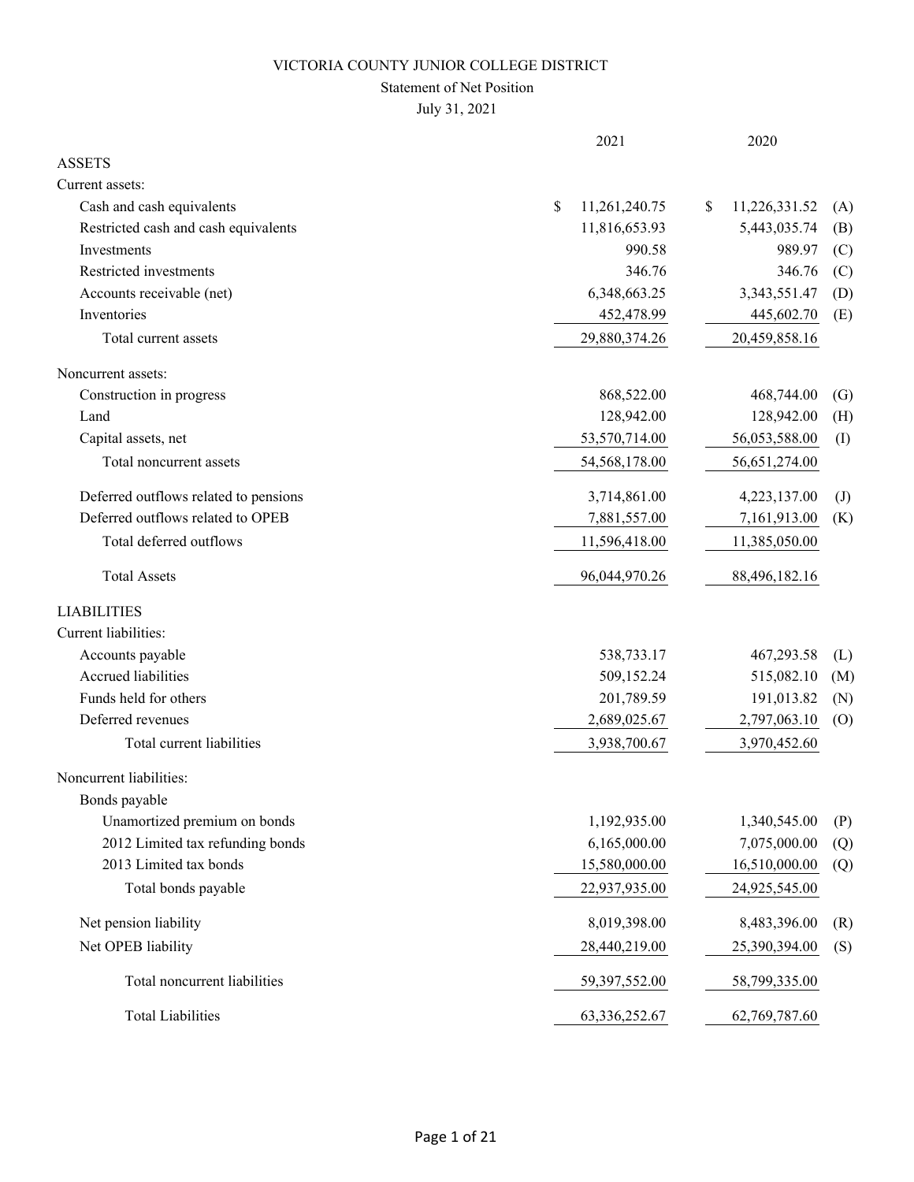# VICTORIA COUNTY JUNIOR COLLEGE DISTRICT

## Statement of Net Position

July 31, 2021

| | 2021 | 2020 | |
|---|---|---|---|
| **ASSETS** | | | |
| Current assets: | | | |
| Cash and cash equivalents | $ 11,261,240.75 | $ 11,226,331.52 | (A) |
| Restricted cash and cash equivalents | 11,816,653.93 | 5,443,035.74 | (B) |
| Investments | 990.58 | 989.97 | (C) |
| Restricted investments | 346.76 | 346.76 | (C) |
| Accounts receivable (net) | 6,348,663.25 | 3,343,551.47 | (D) |
| Inventories | 452,478.99 | 445,602.70 | (E) |
| Total current assets | 29,880,374.26 | 20,459,858.16 | |
| Noncurrent assets: | | | |
| Construction in progress | 868,522.00 | 468,744.00 | (G) |
| Land | 128,942.00 | 128,942.00 | (H) |
| Capital assets, net | 53,570,714.00 | 56,053,588.00 | (I) |
| Total noncurrent assets | 54,568,178.00 | 56,651,274.00 | |
| Deferred outflows related to pensions | 3,714,861.00 | 4,223,137.00 | (J) |
| Deferred outflows related to OPEB | 7,881,557.00 | 7,161,913.00 | (K) |
| Total deferred outflows | 11,596,418.00 | 11,385,050.00 | |
| Total Assets | 96,044,970.26 | 88,496,182.16 | |
| **LIABILITIES** | | | |
| Current liabilities: | | | |
| Accounts payable | 538,733.17 | 467,293.58 | (L) |
| Accrued liabilities | 509,152.24 | 515,082.10 | (M) |
| Funds held for others | 201,789.59 | 191,013.82 | (N) |
| Deferred revenues | 2,689,025.67 | 2,797,063.10 | (O) |
| Total current liabilities | 3,938,700.67 | 3,970,452.60 | |
| Noncurrent liabilities: | | | |
| Bonds payable | | | |
| Unamortized premium on bonds | 1,192,935.00 | 1,340,545.00 | (P) |
| 2012 Limited tax refunding bonds | 6,165,000.00 | 7,075,000.00 | (Q) |
| 2013 Limited tax bonds | 15,580,000.00 | 16,510,000.00 | (Q) |
| Total bonds payable | 22,937,935.00 | 24,925,545.00 | |
| Net pension liability | 8,019,398.00 | 8,483,396.00 | (R) |
| Net OPEB liability | 28,440,219.00 | 25,390,394.00 | (S) |
| Total noncurrent liabilities | 59,397,552.00 | 58,799,335.00 | |
| Total Liabilities | 63,336,252.67 | 62,769,787.60 | |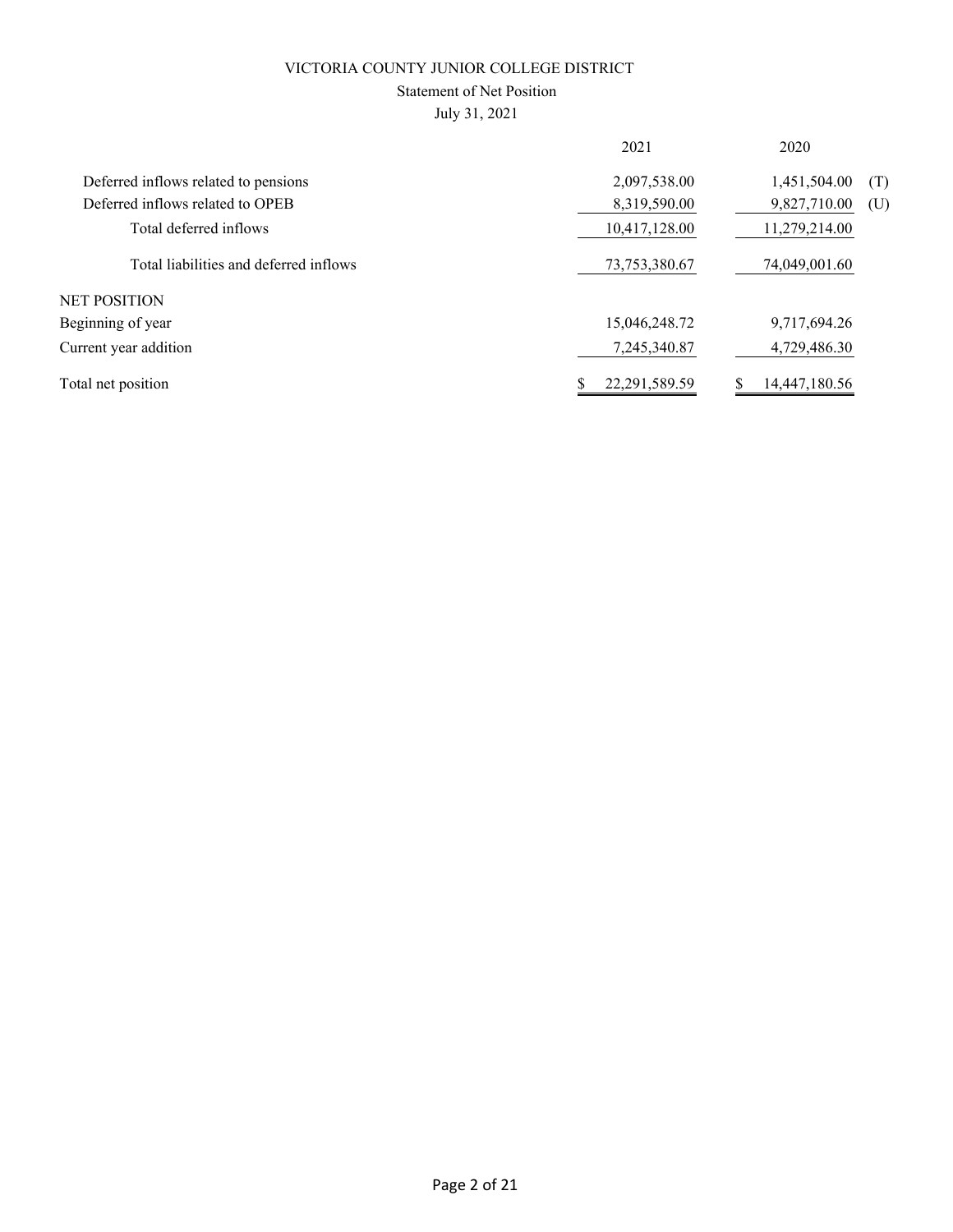VICTORIA COUNTY JUNIOR COLLEGE DISTRICT

Statement of Net Position

July 31, 2021

| | 2021 | 2020 | |
|---|---|---|---|
| Deferred inflows related to pensions | 2,097,538.00 | 1,451,504.00 | (T) |
| Deferred inflows related to OPEB | 8,319,590.00 | 9,827,710.00 | (U) |
| Total deferred inflows | 10,417,128.00 | 11,279,214.00 | |
| Total liabilities and deferred inflows | 73,753,380.67 | 74,049,001.60 | |
| NET POSITION | | | |
| Beginning of year | 15,046,248.72 | 9,717,694.26 | |
| Current year addition | 7,245,340.87 | 4,729,486.30 | |
| Total net position | $ 22,291,589.59 | $ 14,447,180.56 | |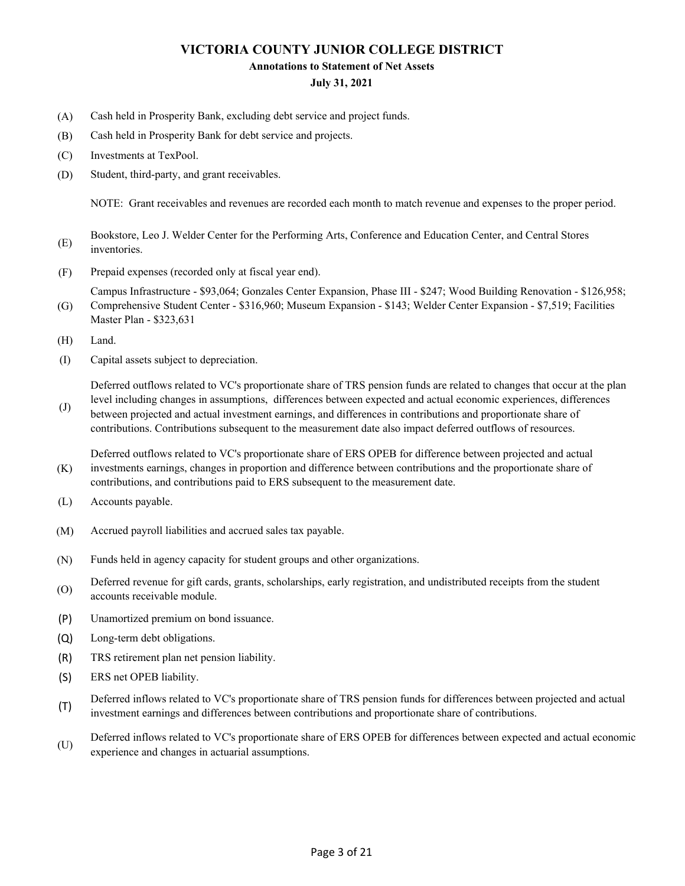# VICTORIA COUNTY JUNIOR COLLEGE DISTRICT

## Annotations to Statement of Net Assets

### July 31, 2021

(A) Cash held in Prosperity Bank, excluding debt service and project funds.

(B) Cash held in Prosperity Bank for debt service and projects.

(C) Investments at TexPool.

(D) Student, third-party, and grant receivables.

NOTE: Grant receivables and revenues are recorded each month to match revenue and expenses to the proper period.

(E) Bookstore, Leo J. Welder Center for the Performing Arts, Conference and Education Center, and Central Stores inventories.

(F) Prepaid expenses (recorded only at fiscal year end).

(G) Campus Infrastructure - $93,064; Gonzales Center Expansion, Phase III - $247; Wood Building Renovation - $126,958; Comprehensive Student Center - $316,960; Museum Expansion - $143; Welder Center Expansion - $7,519; Facilities Master Plan - $323,631

(H) Land.

(I) Capital assets subject to depreciation.

(J) Deferred outflows related to VC's proportionate share of TRS pension funds are related to changes that occur at the plan level including changes in assumptions, differences between expected and actual economic experiences, differences between projected and actual investment earnings, and differences in contributions and proportionate share of contributions. Contributions subsequent to the measurement date also impact deferred outflows of resources.

(K) Deferred outflows related to VC's proportionate share of ERS OPEB for difference between projected and actual investments earnings, changes in proportion and difference between contributions and the proportionate share of contributions, and contributions paid to ERS subsequent to the measurement date.

(L) Accounts payable.

(M) Accrued payroll liabilities and accrued sales tax payable.

(N) Funds held in agency capacity for student groups and other organizations.

(O) Deferred revenue for gift cards, grants, scholarships, early registration, and undistributed receipts from the student accounts receivable module.

(P) Unamortized premium on bond issuance.

(Q) Long-term debt obligations.

(R) TRS retirement plan net pension liability.

(S) ERS net OPEB liability.

(T) Deferred inflows related to VC's proportionate share of TRS pension funds for differences between projected and actual investment earnings and differences between contributions and proportionate share of contributions.

(U) Deferred inflows related to VC's proportionate share of ERS OPEB for differences between expected and actual economic experience and changes in actuarial assumptions.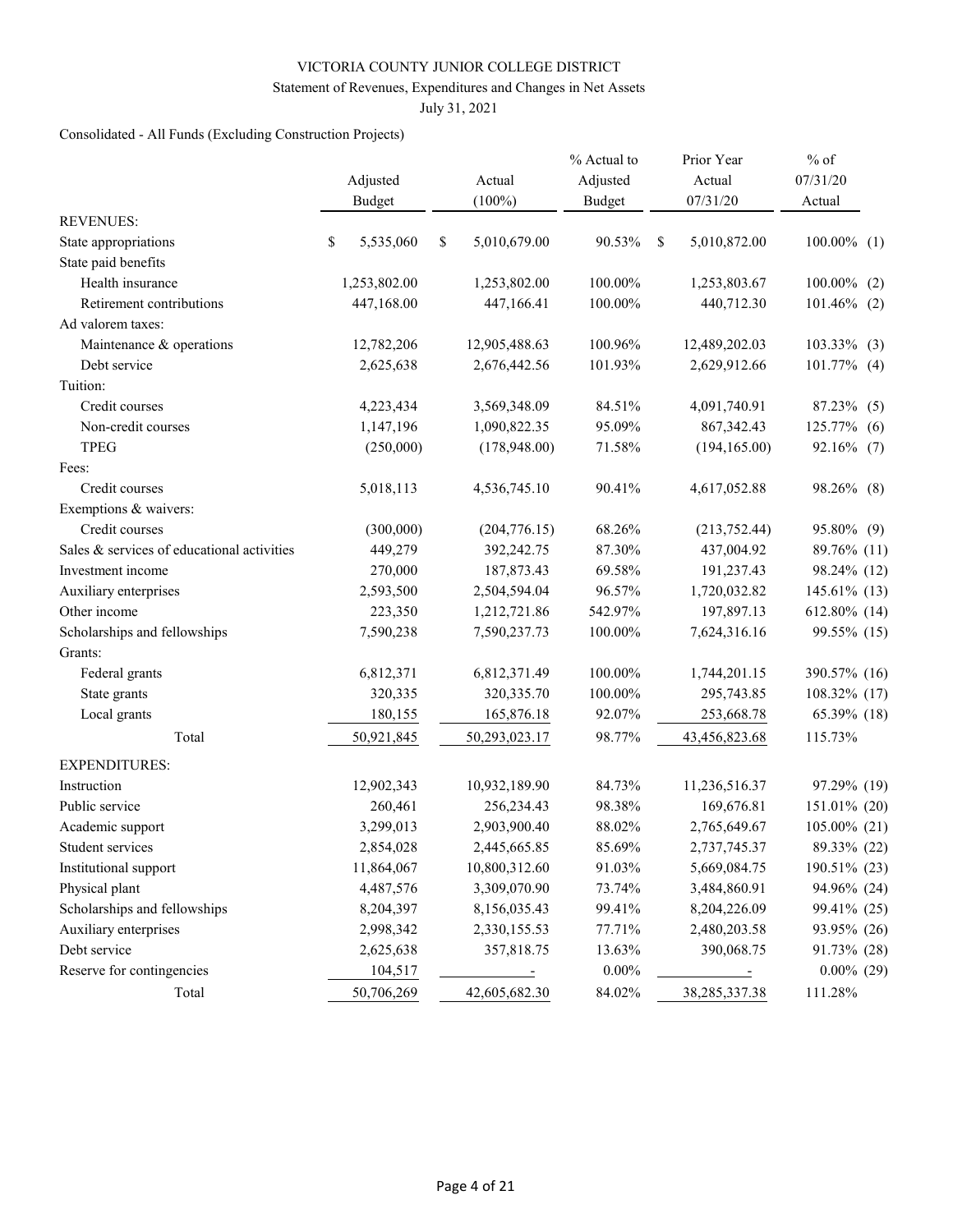VICTORIA COUNTY JUNIOR COLLEGE DISTRICT

Statement of Revenues, Expenditures and Changes in Net Assets

July 31, 2021

Consolidated - All Funds (Excluding Construction Projects)

| | Adjusted Budget | Actual (100%) | % Actual to Adjusted Budget | Prior Year Actual 07/31/20 | % of 07/31/20 Actual | |
|---|---|---|---|---|---|---|
| REVENUES: | | | | | | |
| State appropriations | $ 5,535,060 | $ 5,010,679.00 | 90.53% | $ 5,010,872.00 | 100.00% | (1) |
| State paid benefits | | | | | | |
| Health insurance | 1,253,802.00 | 1,253,802.00 | 100.00% | 1,253,803.67 | 100.00% | (2) |
| Retirement contributions | 447,168.00 | 447,166.41 | 100.00% | 440,712.30 | 101.46% | (2) |
| Ad valorem taxes: | | | | | | |
| Maintenance & operations | 12,782,206 | 12,905,488.63 | 100.96% | 12,489,202.03 | 103.33% | (3) |
| Debt service | 2,625,638 | 2,676,442.56 | 101.93% | 2,629,912.66 | 101.77% | (4) |
| Tuition: | | | | | | |
| Credit courses | 4,223,434 | 3,569,348.09 | 84.51% | 4,091,740.91 | 87.23% | (5) |
| Non-credit courses | 1,147,196 | 1,090,822.35 | 95.09% | 867,342.43 | 125.77% | (6) |
| TPEG | (250,000) | (178,948.00) | 71.58% | (194,165.00) | 92.16% | (7) |
| Fees: | | | | | | |
| Credit courses | 5,018,113 | 4,536,745.10 | 90.41% | 4,617,052.88 | 98.26% | (8) |
| Exemptions & waivers: | | | | | | |
| Credit courses | (300,000) | (204,776.15) | 68.26% | (213,752.44) | 95.80% | (9) |
| Sales & services of educational activities | 449,279 | 392,242.75 | 87.30% | 437,004.92 | 89.76% | (11) |
| Investment income | 270,000 | 187,873.43 | 69.58% | 191,237.43 | 98.24% | (12) |
| Auxiliary enterprises | 2,593,500 | 2,504,594.04 | 96.57% | 1,720,032.82 | 145.61% | (13) |
| Other income | 223,350 | 1,212,721.86 | 542.97% | 197,897.13 | 612.80% | (14) |
| Scholarships and fellowships | 7,590,238 | 7,590,237.73 | 100.00% | 7,624,316.16 | 99.55% | (15) |
| Grants: | | | | | | |
| Federal grants | 6,812,371 | 6,812,371.49 | 100.00% | 1,744,201.15 | 390.57% | (16) |
| State grants | 320,335 | 320,335.70 | 100.00% | 295,743.85 | 108.32% | (17) |
| Local grants | 180,155 | 165,876.18 | 92.07% | 253,668.78 | 65.39% | (18) |
| Total | 50,921,845 | 50,293,023.17 | 98.77% | 43,456,823.68 | 115.73% | |
| EXPENDITURES: | | | | | | |
| Instruction | 12,902,343 | 10,932,189.90 | 84.73% | 11,236,516.37 | 97.29% | (19) |
| Public service | 260,461 | 256,234.43 | 98.38% | 169,676.81 | 151.01% | (20) |
| Academic support | 3,299,013 | 2,903,900.40 | 88.02% | 2,765,649.67 | 105.00% | (21) |
| Student services | 2,854,028 | 2,445,665.85 | 85.69% | 2,737,745.37 | 89.33% | (22) |
| Institutional support | 11,864,067 | 10,800,312.60 | 91.03% | 5,669,084.75 | 190.51% | (23) |
| Physical plant | 4,487,576 | 3,309,070.90 | 73.74% | 3,484,860.91 | 94.96% | (24) |
| Scholarships and fellowships | 8,204,397 | 8,156,035.43 | 99.41% | 8,204,226.09 | 99.41% | (25) |
| Auxiliary enterprises | 2,998,342 | 2,330,155.53 | 77.71% | 2,480,203.58 | 93.95% | (26) |
| Debt service | 2,625,638 | 357,818.75 | 13.63% | 390,068.75 | 91.73% | (28) |
| Reserve for contingencies | 104,517 | - | 0.00% | - | 0.00% | (29) |
| Total | 50,706,269 | 42,605,682.30 | 84.02% | 38,285,337.38 | 111.28% | |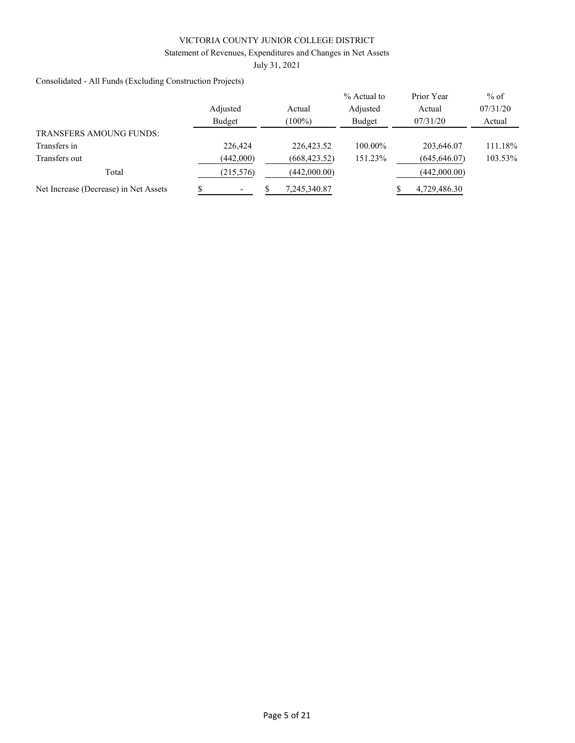VICTORIA COUNTY JUNIOR COLLEGE DISTRICT

Statement of Revenues, Expenditures and Changes in Net Assets

July 31, 2021

Consolidated - All Funds (Excluding Construction Projects)

| | Adjusted Budget | Actual (100%) | % Actual to Adjusted Budget | Prior Year Actual 07/31/20 | % of 07/31/20 Actual |
|---|---|---|---|---|---|
| TRANSFERS AMOUNG FUNDS: | | | | | |
| Transfers in | 226,424 | 226,423.52 | 100.00% | 203,646.07 | 111.18% |
| Transfers out | (442,000) | (668,423.52) | 151.23% | (645,646.07) | 103.53% |
| Total | (215,576) | (442,000.00) | | (442,000.00) | |
| Net Increase (Decrease) in Net Assets | $ - | $ 7,245,340.87 | | $ 4,729,486.30 | |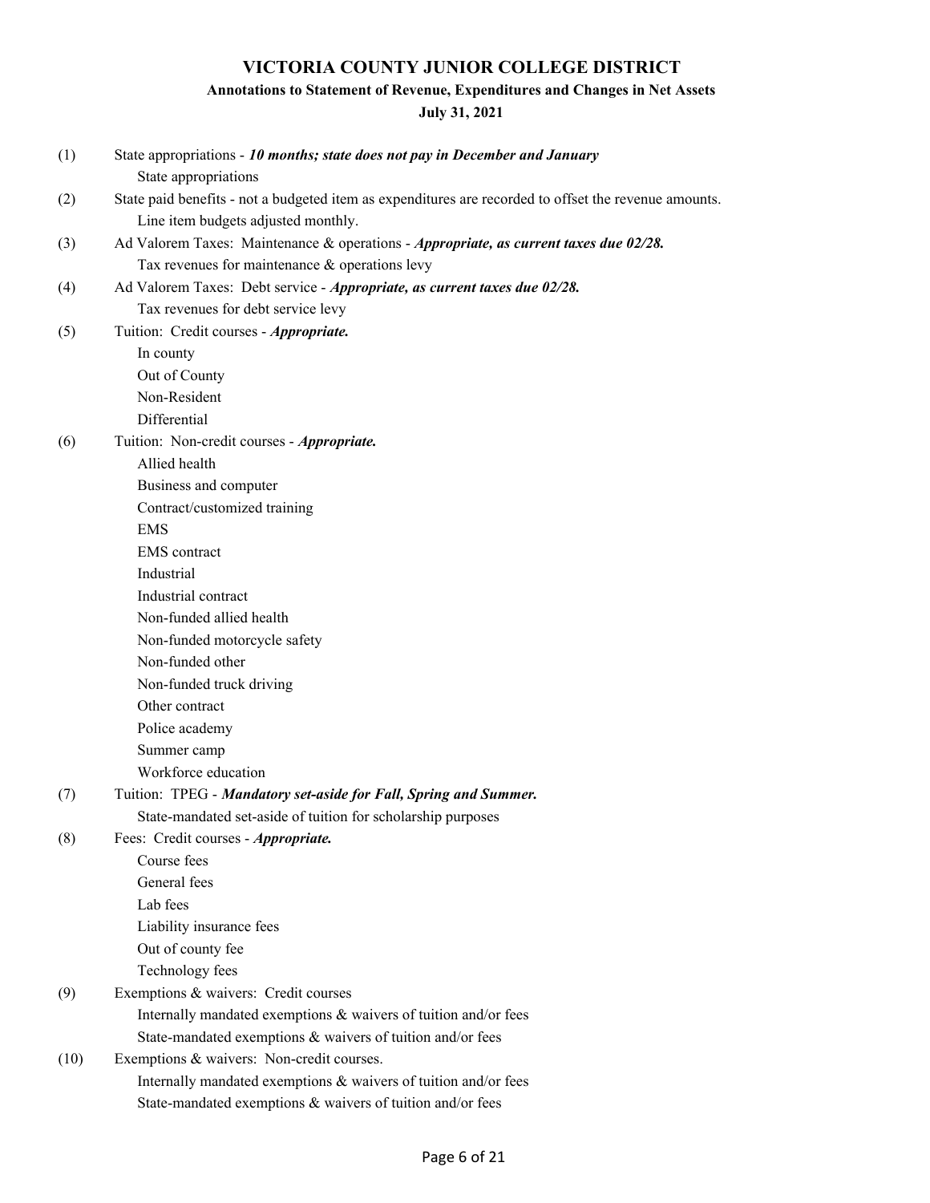# VICTORIA COUNTY JUNIOR COLLEGE DISTRICT

## Annotations to Statement of Revenue, Expenditures and Changes in Net Assets

### July 31, 2021

(1) State appropriations - ***10 months; state does not pay in December and January***
    State appropriations

(2) State paid benefits - not a budgeted item as expenditures are recorded to offset the revenue amounts.
    Line item budgets adjusted monthly.

(3) Ad Valorem Taxes: Maintenance & operations - ***Appropriate, as current taxes due 02/28.***
    Tax revenues for maintenance & operations levy

(4) Ad Valorem Taxes: Debt service - ***Appropriate, as current taxes due 02/28.***
    Tax revenues for debt service levy

(5) Tuition: Credit courses - ***Appropriate.***
    In county
    Out of County
    Non-Resident
    Differential

(6) Tuition: Non-credit courses - ***Appropriate.***
    Allied health
    Business and computer
    Contract/customized training
    EMS
    EMS contract
    Industrial
    Industrial contract
    Non-funded allied health
    Non-funded motorcycle safety
    Non-funded other
    Non-funded truck driving
    Other contract
    Police academy
    Summer camp
    Workforce education

(7) Tuition: TPEG - ***Mandatory set-aside for Fall, Spring and Summer.***
    State-mandated set-aside of tuition for scholarship purposes

(8) Fees: Credit courses - ***Appropriate.***
    Course fees
    General fees
    Lab fees
    Liability insurance fees
    Out of county fee
    Technology fees

(9) Exemptions & waivers: Credit courses
    Internally mandated exemptions & waivers of tuition and/or fees
    State-mandated exemptions & waivers of tuition and/or fees

(10) Exemptions & waivers: Non-credit courses.
    Internally mandated exemptions & waivers of tuition and/or fees
    State-mandated exemptions & waivers of tuition and/or fees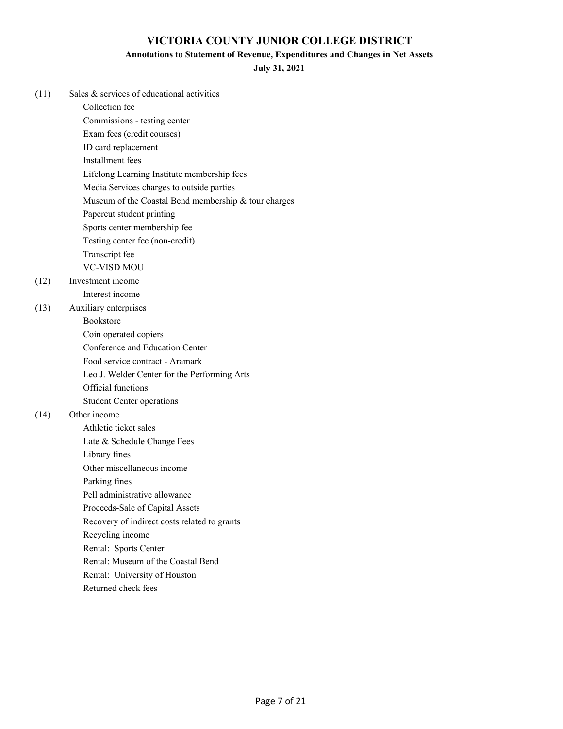# VICTORIA COUNTY JUNIOR COLLEGE DISTRICT

## Annotations to Statement of Revenue, Expenditures and Changes in Net Assets

**July 31, 2021**

(11) Sales & services of educational activities
- Collection fee
- Commissions - testing center
- Exam fees (credit courses)
- ID card replacement
- Installment fees
- Lifelong Learning Institute membership fees
- Media Services charges to outside parties
- Museum of the Coastal Bend membership & tour charges
- Papercut student printing
- Sports center membership fee
- Testing center fee (non-credit)
- Transcript fee
- VC-VISD MOU

(12) Investment income
- Interest income

(13) Auxiliary enterprises
- Bookstore
- Coin operated copiers
- Conference and Education Center
- Food service contract - Aramark
- Leo J. Welder Center for the Performing Arts
- Official functions
- Student Center operations

(14) Other income
- Athletic ticket sales
- Late & Schedule Change Fees
- Library fines
- Other miscellaneous income
- Parking fines
- Pell administrative allowance
- Proceeds-Sale of Capital Assets
- Recovery of indirect costs related to grants
- Recycling income
- Rental: Sports Center
- Rental: Museum of the Coastal Bend
- Rental: University of Houston
- Returned check fees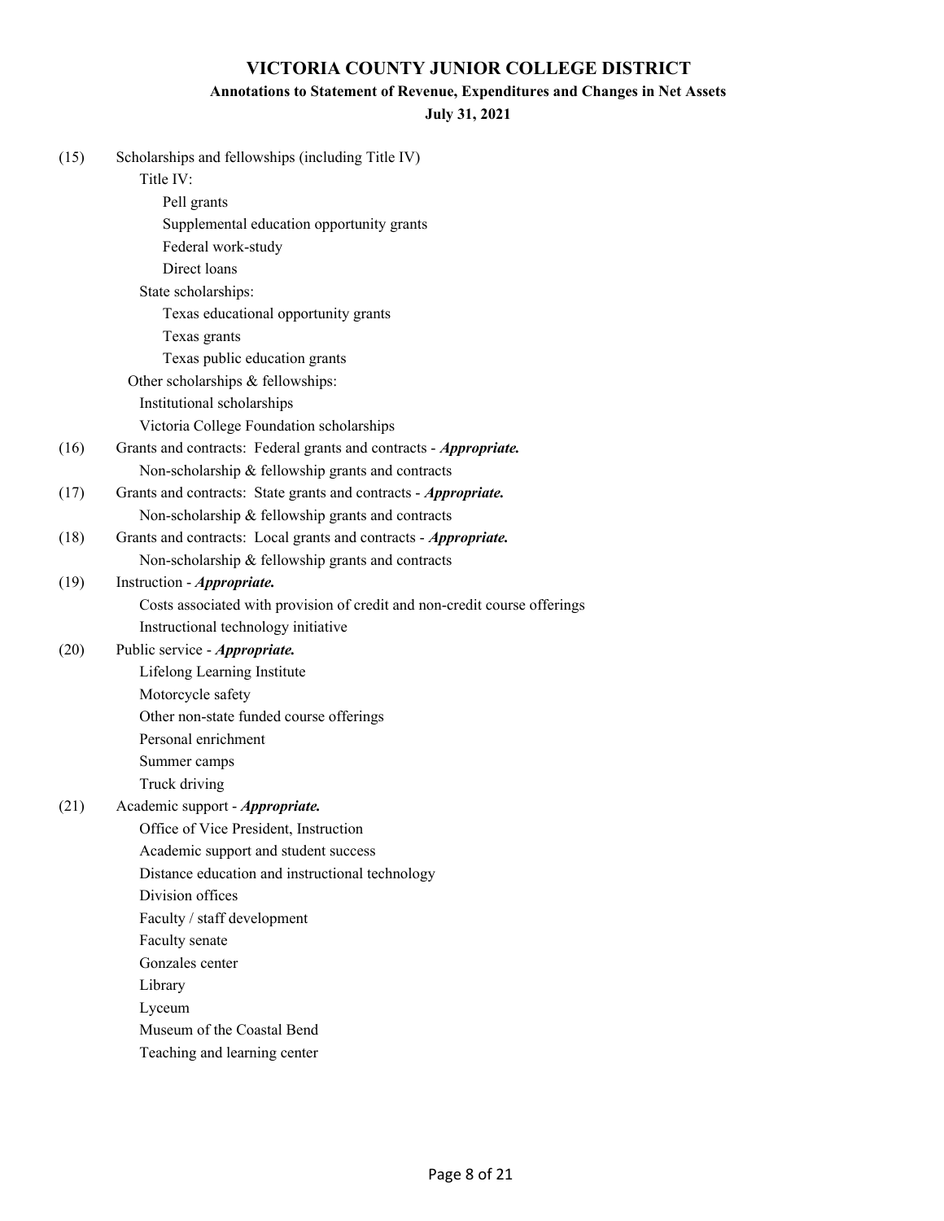# VICTORIA COUNTY JUNIOR COLLEGE DISTRICT

## Annotations to Statement of Revenue, Expenditures and Changes in Net Assets

### July 31, 2021

(15) Scholarships and fellowships (including Title IV)

- Title IV:
  - Pell grants
  - Supplemental education opportunity grants
  - Federal work-study
  - Direct loans
- State scholarships:
  - Texas educational opportunity grants
  - Texas grants
  - Texas public education grants
- Other scholarships & fellowships:
  - Institutional scholarships
  - Victoria College Foundation scholarships

(16) Grants and contracts: Federal grants and contracts - ***Appropriate.***

- Non-scholarship & fellowship grants and contracts

(17) Grants and contracts: State grants and contracts - ***Appropriate.***

- Non-scholarship & fellowship grants and contracts

(18) Grants and contracts: Local grants and contracts - ***Appropriate.***

- Non-scholarship & fellowship grants and contracts

(19) Instruction - ***Appropriate.***

- Costs associated with provision of credit and non-credit course offerings
- Instructional technology initiative

(20) Public service - ***Appropriate.***

- Lifelong Learning Institute
- Motorcycle safety
- Other non-state funded course offerings
- Personal enrichment
- Summer camps
- Truck driving

(21) Academic support - ***Appropriate.***

- Office of Vice President, Instruction
- Academic support and student success
- Distance education and instructional technology
- Division offices
- Faculty / staff development
- Faculty senate
- Gonzales center
- Library
- Lyceum
- Museum of the Coastal Bend
- Teaching and learning center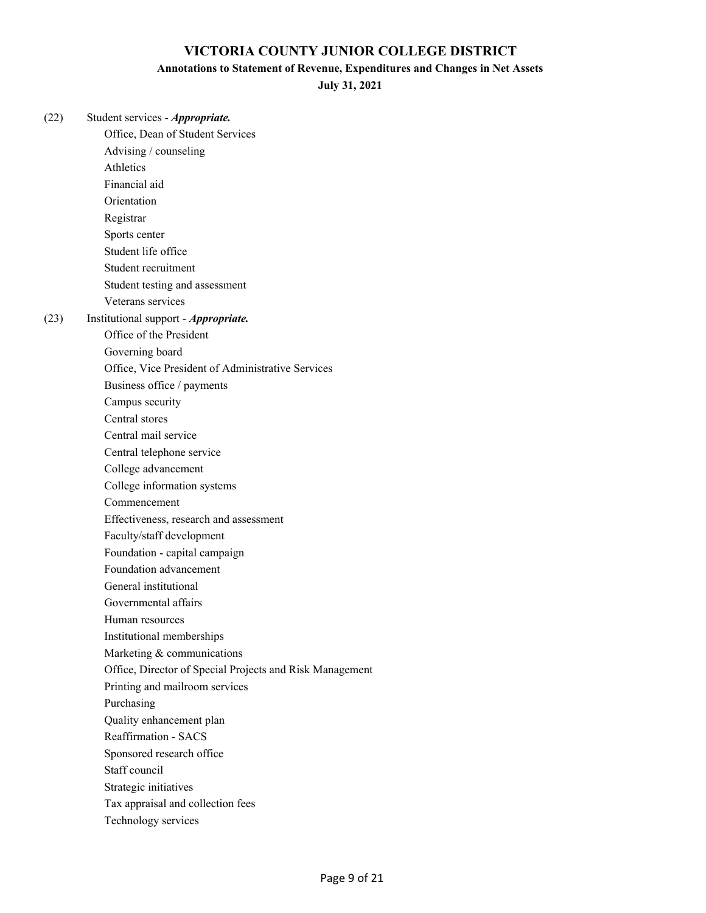# VICTORIA COUNTY JUNIOR COLLEGE DISTRICT

## Annotations to Statement of Revenue, Expenditures and Changes in Net Assets

### July 31, 2021

(22) Student services - ***Appropriate.***

- Office, Dean of Student Services
- Advising / counseling
- Athletics
- Financial aid
- Orientation
- Registrar
- Sports center
- Student life office
- Student recruitment
- Student testing and assessment
- Veterans services

(23) Institutional support - ***Appropriate.***

- Office of the President
- Governing board
- Office, Vice President of Administrative Services
- Business office / payments
- Campus security
- Central stores
- Central mail service
- Central telephone service
- College advancement
- College information systems
- Commencement
- Effectiveness, research and assessment
- Faculty/staff development
- Foundation - capital campaign
- Foundation advancement
- General institutional
- Governmental affairs
- Human resources
- Institutional memberships
- Marketing & communications
- Office, Director of Special Projects and Risk Management
- Printing and mailroom services
- Purchasing
- Quality enhancement plan
- Reaffirmation - SACS
- Sponsored research office
- Staff council
- Strategic initiatives
- Tax appraisal and collection fees
- Technology services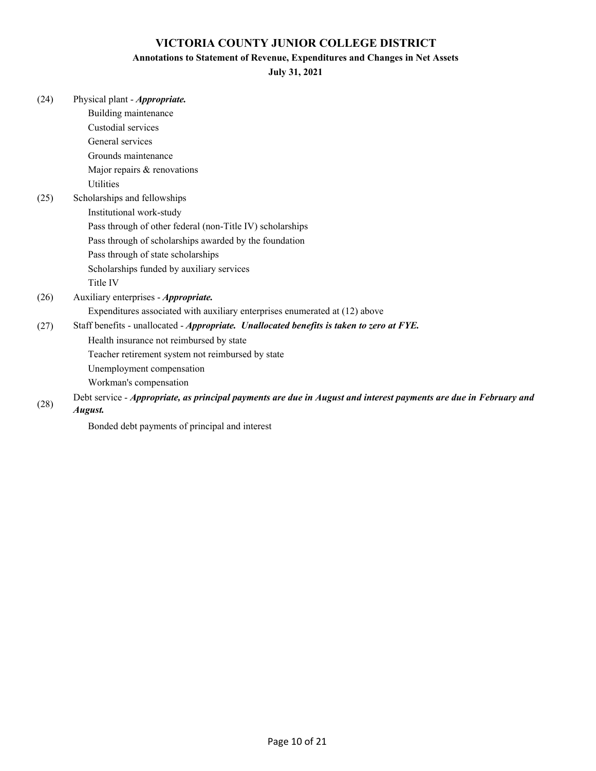# VICTORIA COUNTY JUNIOR COLLEGE DISTRICT

## Annotations to Statement of Revenue, Expenditures and Changes in Net Assets

### July 31, 2021

(24) Physical plant - ***Appropriate.***
- Building maintenance
- Custodial services
- General services
- Grounds maintenance
- Major repairs & renovations
- Utilities

(25) Scholarships and fellowships
- Institutional work-study
- Pass through of other federal (non-Title IV) scholarships
- Pass through of scholarships awarded by the foundation
- Pass through of state scholarships
- Scholarships funded by auxiliary services
- Title IV

(26) Auxiliary enterprises - ***Appropriate.***
- Expenditures associated with auxiliary enterprises enumerated at (12) above

(27) Staff benefits - unallocated - ***Appropriate. Unallocated benefits is taken to zero at FYE.***
- Health insurance not reimbursed by state
- Teacher retirement system not reimbursed by state
- Unemployment compensation
- Workman's compensation

(28) Debt service - ***Appropriate, as principal payments are due in August and interest payments are due in February and August.***
- Bonded debt payments of principal and interest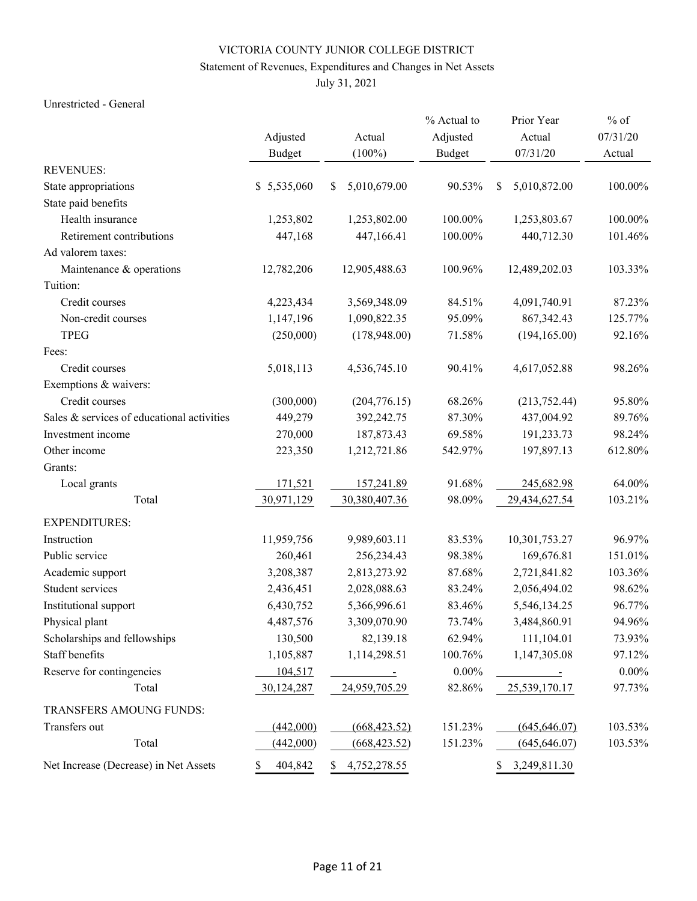VICTORIA COUNTY JUNIOR COLLEGE DISTRICT

Statement of Revenues, Expenditures and Changes in Net Assets

July 31, 2021

Unrestricted - General

| | Adjusted Budget | Actual (100%) | % Actual to Adjusted Budget | Prior Year Actual 07/31/20 | % of 07/31/20 Actual |
|---|---|---|---|---|---|
| REVENUES: | | | | | |
| State appropriations | $ 5,535,060 | $ 5,010,679.00 | 90.53% | $ 5,010,872.00 | 100.00% |
| State paid benefits | | | | | |
| Health insurance | 1,253,802 | 1,253,802.00 | 100.00% | 1,253,803.67 | 100.00% |
| Retirement contributions | 447,168 | 447,166.41 | 100.00% | 440,712.30 | 101.46% |
| Ad valorem taxes: | | | | | |
| Maintenance & operations | 12,782,206 | 12,905,488.63 | 100.96% | 12,489,202.03 | 103.33% |
| Tuition: | | | | | |
| Credit courses | 4,223,434 | 3,569,348.09 | 84.51% | 4,091,740.91 | 87.23% |
| Non-credit courses | 1,147,196 | 1,090,822.35 | 95.09% | 867,342.43 | 125.77% |
| TPEG | (250,000) | (178,948.00) | 71.58% | (194,165.00) | 92.16% |
| Fees: | | | | | |
| Credit courses | 5,018,113 | 4,536,745.10 | 90.41% | 4,617,052.88 | 98.26% |
| Exemptions & waivers: | | | | | |
| Credit courses | (300,000) | (204,776.15) | 68.26% | (213,752.44) | 95.80% |
| Sales & services of educational activities | 449,279 | 392,242.75 | 87.30% | 437,004.92 | 89.76% |
| Investment income | 270,000 | 187,873.43 | 69.58% | 191,233.73 | 98.24% |
| Other income | 223,350 | 1,212,721.86 | 542.97% | 197,897.13 | 612.80% |
| Grants: | | | | | |
| Local grants | 171,521 | 157,241.89 | 91.68% | 245,682.98 | 64.00% |
| Total | 30,971,129 | 30,380,407.36 | 98.09% | 29,434,627.54 | 103.21% |
| EXPENDITURES: | | | | | |
| Instruction | 11,959,756 | 9,989,603.11 | 83.53% | 10,301,753.27 | 96.97% |
| Public service | 260,461 | 256,234.43 | 98.38% | 169,676.81 | 151.01% |
| Academic support | 3,208,387 | 2,813,273.92 | 87.68% | 2,721,841.82 | 103.36% |
| Student services | 2,436,451 | 2,028,088.63 | 83.24% | 2,056,494.02 | 98.62% |
| Institutional support | 6,430,752 | 5,366,996.61 | 83.46% | 5,546,134.25 | 96.77% |
| Physical plant | 4,487,576 | 3,309,070.90 | 73.74% | 3,484,860.91 | 94.96% |
| Scholarships and fellowships | 130,500 | 82,139.18 | 62.94% | 111,104.01 | 73.93% |
| Staff benefits | 1,105,887 | 1,114,298.51 | 100.76% | 1,147,305.08 | 97.12% |
| Reserve for contingencies | 104,517 | - | 0.00% | - | 0.00% |
| Total | 30,124,287 | 24,959,705.29 | 82.86% | 25,539,170.17 | 97.73% |
| TRANSFERS AMOUNG FUNDS: | | | | | |
| Transfers out | (442,000) | (668,423.52) | 151.23% | (645,646.07) | 103.53% |
| Total | (442,000) | (668,423.52) | 151.23% | (645,646.07) | 103.53% |
| Net Increase (Decrease) in Net Assets | $ 404,842 | $ 4,752,278.55 | | $ 3,249,811.30 | |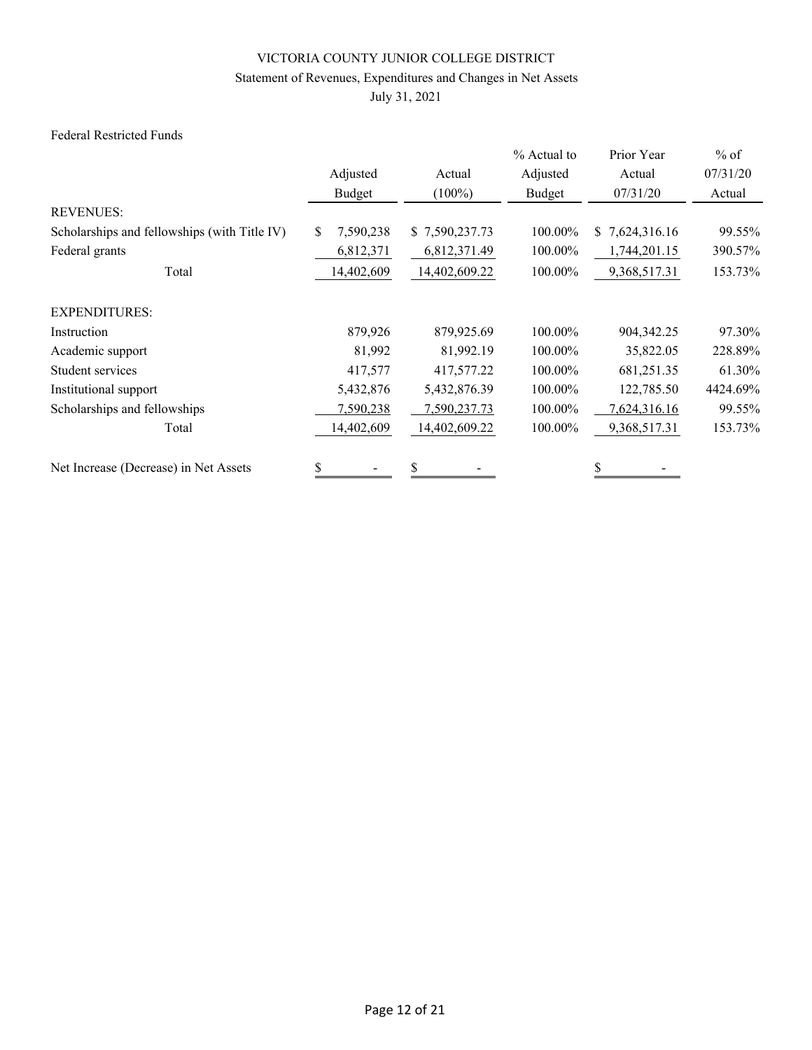VICTORIA COUNTY JUNIOR COLLEGE DISTRICT

Statement of Revenues, Expenditures and Changes in Net Assets

July 31, 2021

Federal Restricted Funds

| | Adjusted Budget | Actual (100%) | % Actual to Adjusted Budget | Prior Year Actual 07/31/20 | % of 07/31/20 Actual |
|---|---|---|---|---|---|
| REVENUES: | | | | | |
| Scholarships and fellowships (with Title IV) | $ 7,590,238 | $ 7,590,237.73 | 100.00% | $ 7,624,316.16 | 99.55% |
| Federal grants | 6,812,371 | 6,812,371.49 | 100.00% | 1,744,201.15 | 390.57% |
| Total | 14,402,609 | 14,402,609.22 | 100.00% | 9,368,517.31 | 153.73% |
| EXPENDITURES: | | | | | |
| Instruction | 879,926 | 879,925.69 | 100.00% | 904,342.25 | 97.30% |
| Academic support | 81,992 | 81,992.19 | 100.00% | 35,822.05 | 228.89% |
| Student services | 417,577 | 417,577.22 | 100.00% | 681,251.35 | 61.30% |
| Institutional support | 5,432,876 | 5,432,876.39 | 100.00% | 122,785.50 | 4424.69% |
| Scholarships and fellowships | 7,590,238 | 7,590,237.73 | 100.00% | 7,624,316.16 | 99.55% |
| Total | 14,402,609 | 14,402,609.22 | 100.00% | 9,368,517.31 | 153.73% |
| Net Increase (Decrease) in Net Assets | $ - | $ - | | $ - | |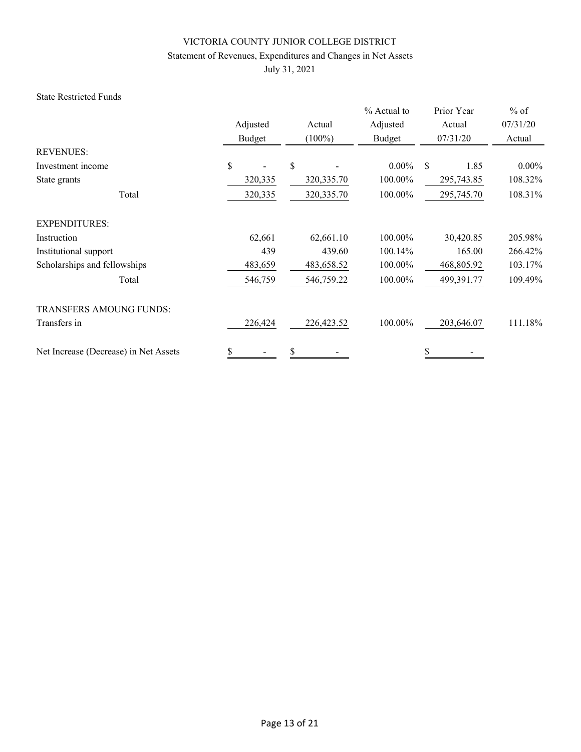VICTORIA COUNTY JUNIOR COLLEGE DISTRICT

Statement of Revenues, Expenditures and Changes in Net Assets

July 31, 2021

State Restricted Funds

| | Adjusted Budget | Actual (100%) | % Actual to Adjusted Budget | Prior Year Actual 07/31/20 | % of 07/31/20 Actual |
|---|---|---|---|---|---|
| REVENUES: | | | | | |
| Investment income | $ - | $ - | 0.00% | $ 1.85 | 0.00% |
| State grants | 320,335 | 320,335.70 | 100.00% | 295,743.85 | 108.32% |
| Total | 320,335 | 320,335.70 | 100.00% | 295,745.70 | 108.31% |
| EXPENDITURES: | | | | | |
| Instruction | 62,661 | 62,661.10 | 100.00% | 30,420.85 | 205.98% |
| Institutional support | 439 | 439.60 | 100.14% | 165.00 | 266.42% |
| Scholarships and fellowships | 483,659 | 483,658.52 | 100.00% | 468,805.92 | 103.17% |
| Total | 546,759 | 546,759.22 | 100.00% | 499,391.77 | 109.49% |
| TRANSFERS AMOUNG FUNDS: | | | | | |
| Transfers in | 226,424 | 226,423.52 | 100.00% | 203,646.07 | 111.18% |
| Net Increase (Decrease) in Net Assets | $ - | $ - | | $ - | |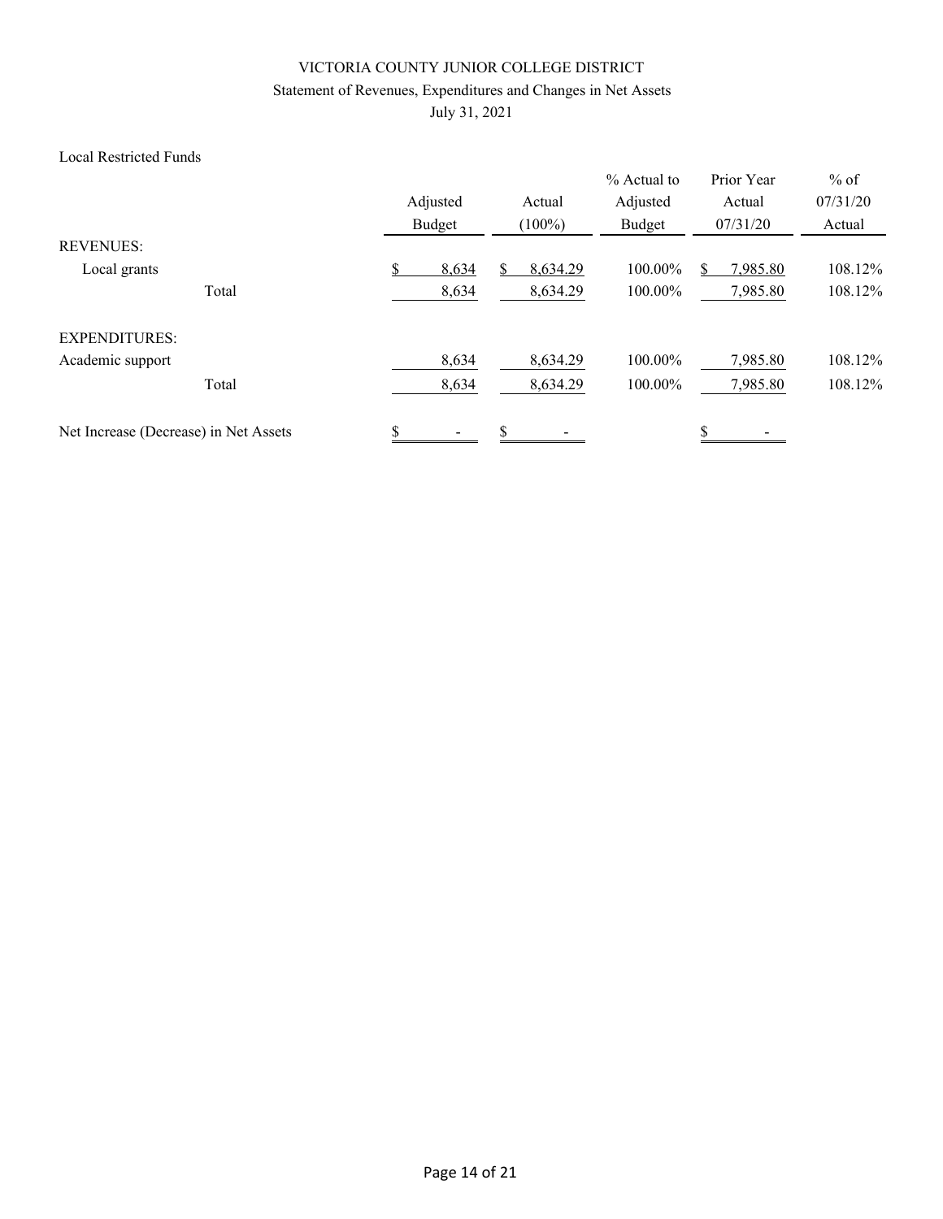VICTORIA COUNTY JUNIOR COLLEGE DISTRICT

Statement of Revenues, Expenditures and Changes in Net Assets

July 31, 2021

Local Restricted Funds

| | Adjusted Budget | Actual (100%) | % Actual to Adjusted Budget | Prior Year Actual 07/31/20 | % of 07/31/20 Actual |
|---|---|---|---|---|---|
| REVENUES: | | | | | |
| Local grants | $ 8,634 | $ 8,634.29 | 100.00% | $ 7,985.80 | 108.12% |
| Total | 8,634 | 8,634.29 | 100.00% | 7,985.80 | 108.12% |
| EXPENDITURES: | | | | | |
| Academic support | 8,634 | 8,634.29 | 100.00% | 7,985.80 | 108.12% |
| Total | 8,634 | 8,634.29 | 100.00% | 7,985.80 | 108.12% |
| Net Increase (Decrease) in Net Assets | $ - | $ - | | $ - | |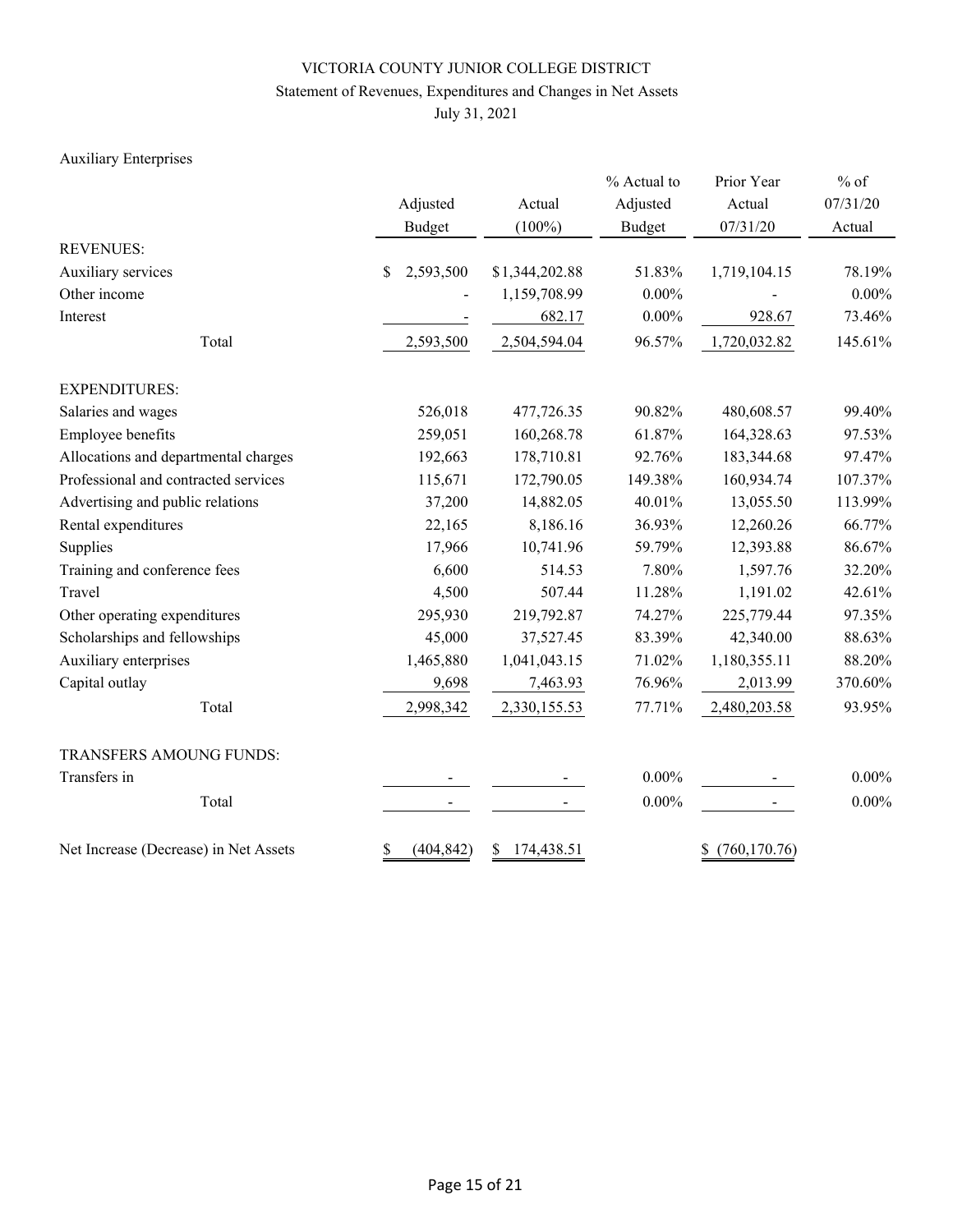VICTORIA COUNTY JUNIOR COLLEGE DISTRICT

Statement of Revenues, Expenditures and Changes in Net Assets

July 31, 2021

Auxiliary Enterprises

| | Adjusted Budget | Actual (100%) | % Actual to Adjusted Budget | Prior Year Actual 07/31/20 | % of 07/31/20 Actual |
|---|---|---|---|---|---|
| REVENUES: | | | | | |
| Auxiliary services | $ 2,593,500 | $1,344,202.88 | 51.83% | 1,719,104.15 | 78.19% |
| Other income | - | 1,159,708.99 | 0.00% | - | 0.00% |
| Interest | - | 682.17 | 0.00% | 928.67 | 73.46% |
| Total | 2,593,500 | 2,504,594.04 | 96.57% | 1,720,032.82 | 145.61% |
| EXPENDITURES: | | | | | |
| Salaries and wages | 526,018 | 477,726.35 | 90.82% | 480,608.57 | 99.40% |
| Employee benefits | 259,051 | 160,268.78 | 61.87% | 164,328.63 | 97.53% |
| Allocations and departmental charges | 192,663 | 178,710.81 | 92.76% | 183,344.68 | 97.47% |
| Professional and contracted services | 115,671 | 172,790.05 | 149.38% | 160,934.74 | 107.37% |
| Advertising and public relations | 37,200 | 14,882.05 | 40.01% | 13,055.50 | 113.99% |
| Rental expenditures | 22,165 | 8,186.16 | 36.93% | 12,260.26 | 66.77% |
| Supplies | 17,966 | 10,741.96 | 59.79% | 12,393.88 | 86.67% |
| Training and conference fees | 6,600 | 514.53 | 7.80% | 1,597.76 | 32.20% |
| Travel | 4,500 | 507.44 | 11.28% | 1,191.02 | 42.61% |
| Other operating expenditures | 295,930 | 219,792.87 | 74.27% | 225,779.44 | 97.35% |
| Scholarships and fellowships | 45,000 | 37,527.45 | 83.39% | 42,340.00 | 88.63% |
| Auxiliary enterprises | 1,465,880 | 1,041,043.15 | 71.02% | 1,180,355.11 | 88.20% |
| Capital outlay | 9,698 | 7,463.93 | 76.96% | 2,013.99 | 370.60% |
| Total | 2,998,342 | 2,330,155.53 | 77.71% | 2,480,203.58 | 93.95% |
| TRANSFERS AMOUNG FUNDS: | | | | | |
| Transfers in | - | - | 0.00% | - | 0.00% |
| Total | - | - | 0.00% | - | 0.00% |
| Net Increase (Decrease) in Net Assets | $ (404,842) | $ 174,438.51 | | $ (760,170.76) | |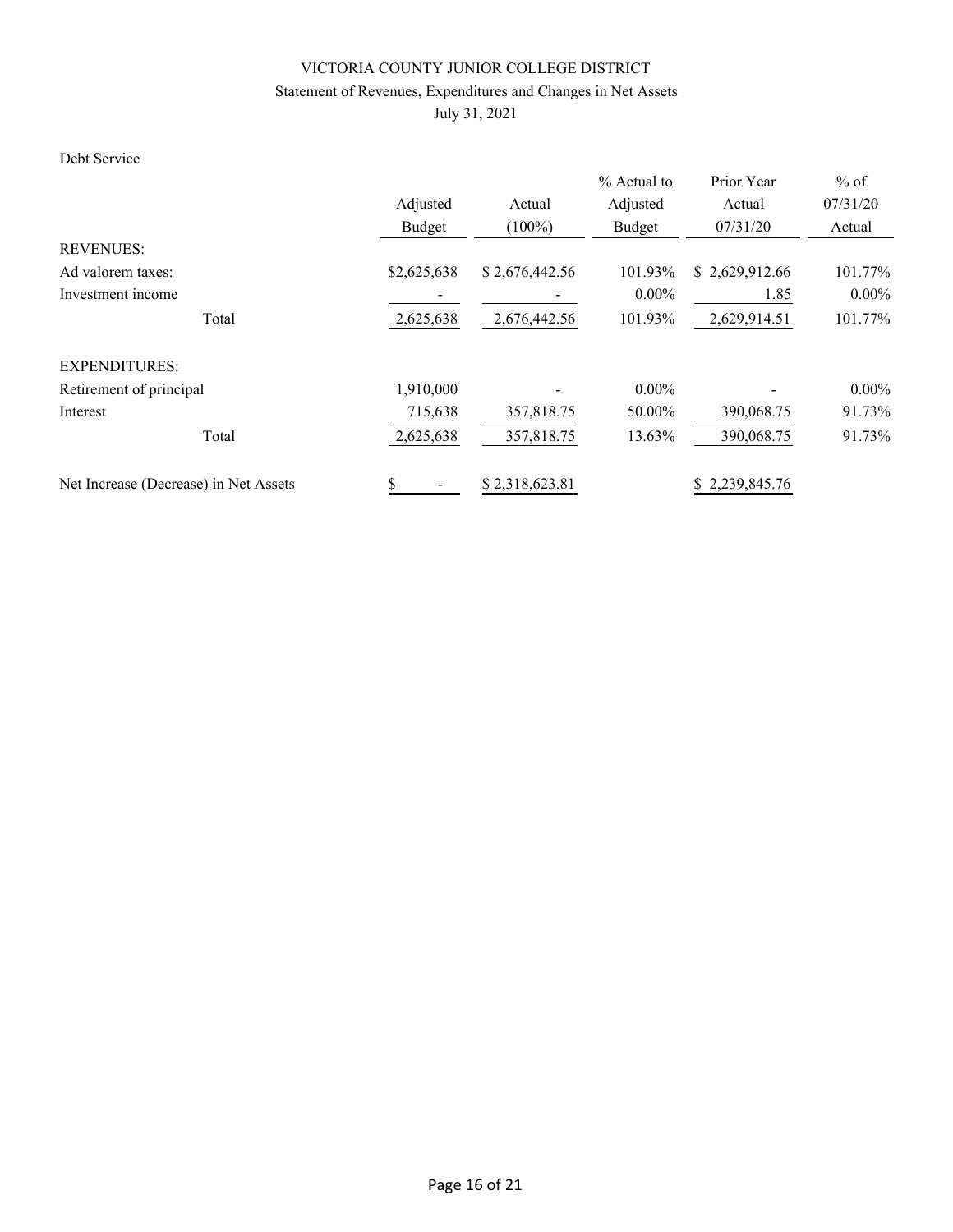# VICTORIA COUNTY JUNIOR COLLEGE DISTRICT

## Statement of Revenues, Expenditures and Changes in Net Assets

July 31, 2021

Debt Service

| | Adjusted Budget | Actual (100%) | % Actual to Adjusted Budget | Prior Year Actual 07/31/20 | % of 07/31/20 Actual |
|---|---|---|---|---|---|
| REVENUES: | | | | | |
| Ad valorem taxes: | $2,625,638 | $ 2,676,442.56 | 101.93% | $ 2,629,912.66 | 101.77% |
| Investment income | - | - | 0.00% | 1.85 | 0.00% |
| Total | 2,625,638 | 2,676,442.56 | 101.93% | 2,629,914.51 | 101.77% |
| EXPENDITURES: | | | | | |
| Retirement of principal | 1,910,000 | - | 0.00% | - | 0.00% |
| Interest | 715,638 | 357,818.75 | 50.00% | 390,068.75 | 91.73% |
| Total | 2,625,638 | 357,818.75 | 13.63% | 390,068.75 | 91.73% |
| Net Increase (Decrease) in Net Assets | $ - | $ 2,318,623.81 | | $ 2,239,845.76 | |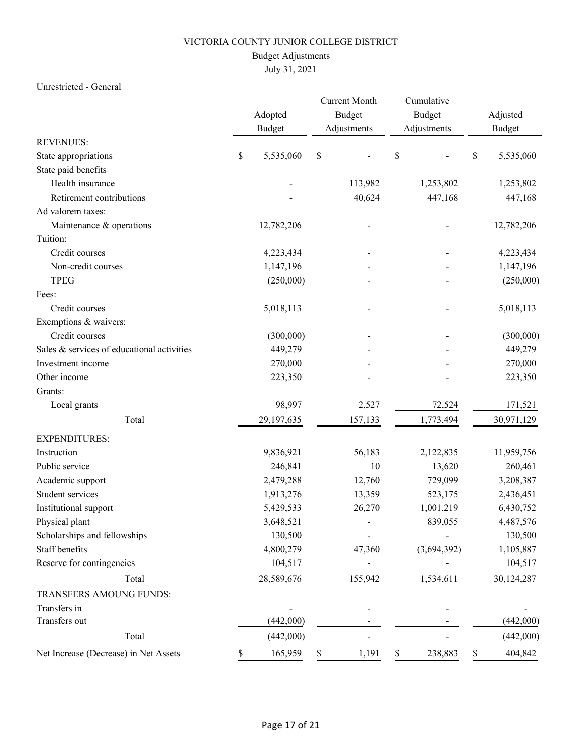VICTORIA COUNTY JUNIOR COLLEGE DISTRICT

Budget Adjustments

July 31, 2021

Unrestricted - General

| | Adopted Budget | Current Month Budget Adjustments | Cumulative Budget Adjustments | Adjusted Budget |
|---|---|---|---|---|
| REVENUES: | | | | |
| State appropriations | $ 5,535,060 | $ - | $ - | $ 5,535,060 |
| State paid benefits | | | | |
| Health insurance | - | 113,982 | 1,253,802 | 1,253,802 |
| Retirement contributions | - | 40,624 | 447,168 | 447,168 |
| Ad valorem taxes: | | | | |
| Maintenance & operations | 12,782,206 | - | - | 12,782,206 |
| Tuition: | | | | |
| Credit courses | 4,223,434 | - | - | 4,223,434 |
| Non-credit courses | 1,147,196 | - | - | 1,147,196 |
| TPEG | (250,000) | - | - | (250,000) |
| Fees: | | | | |
| Credit courses | 5,018,113 | - | - | 5,018,113 |
| Exemptions & waivers: | | | | |
| Credit courses | (300,000) | - | - | (300,000) |
| Sales & services of educational activities | 449,279 | - | - | 449,279 |
| Investment income | 270,000 | - | - | 270,000 |
| Other income | 223,350 | - | - | 223,350 |
| Grants: | | | | |
| Local grants | 98,997 | 2,527 | 72,524 | 171,521 |
| Total | 29,197,635 | 157,133 | 1,773,494 | 30,971,129 |
| EXPENDITURES: | | | | |
| Instruction | 9,836,921 | 56,183 | 2,122,835 | 11,959,756 |
| Public service | 246,841 | 10 | 13,620 | 260,461 |
| Academic support | 2,479,288 | 12,760 | 729,099 | 3,208,387 |
| Student services | 1,913,276 | 13,359 | 523,175 | 2,436,451 |
| Institutional support | 5,429,533 | 26,270 | 1,001,219 | 6,430,752 |
| Physical plant | 3,648,521 | - | 839,055 | 4,487,576 |
| Scholarships and fellowships | 130,500 | - | - | 130,500 |
| Staff benefits | 4,800,279 | 47,360 | (3,694,392) | 1,105,887 |
| Reserve for contingencies | 104,517 | - | - | 104,517 |
| Total | 28,589,676 | 155,942 | 1,534,611 | 30,124,287 |
| TRANSFERS AMOUNG FUNDS: | | | | |
| Transfers in | - | - | - | - |
| Transfers out | (442,000) | - | - | (442,000) |
| Total | (442,000) | - | - | (442,000) |
| Net Increase (Decrease) in Net Assets | $ 165,959 | $ 1,191 | $ 238,883 | $ 404,842 |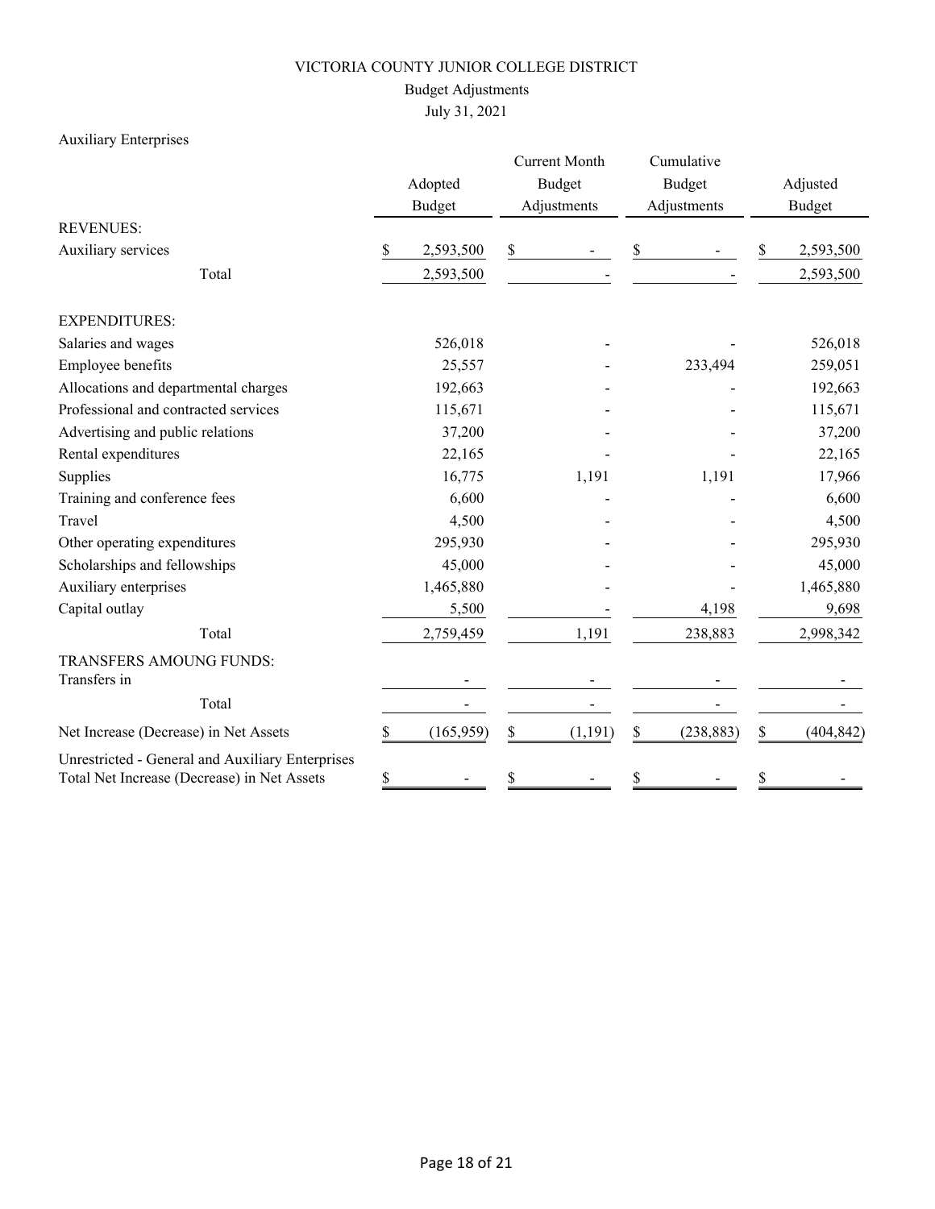# VICTORIA COUNTY JUNIOR COLLEGE DISTRICT

## Budget Adjustments

## July 31, 2021

Auxiliary Enterprises

| | Adopted Budget | Current Month Budget Adjustments | Cumulative Budget Adjustments | Adjusted Budget |
|---|---|---|---|---|
| REVENUES: | | | | |
| Auxiliary services | $ 2,593,500 | $ - | $ - | $ 2,593,500 |
| Total | 2,593,500 | - | - | 2,593,500 |
| EXPENDITURES: | | | | |
| Salaries and wages | 526,018 | - | - | 526,018 |
| Employee benefits | 25,557 | - | 233,494 | 259,051 |
| Allocations and departmental charges | 192,663 | - | - | 192,663 |
| Professional and contracted services | 115,671 | - | - | 115,671 |
| Advertising and public relations | 37,200 | - | - | 37,200 |
| Rental expenditures | 22,165 | - | - | 22,165 |
| Supplies | 16,775 | 1,191 | 1,191 | 17,966 |
| Training and conference fees | 6,600 | - | - | 6,600 |
| Travel | 4,500 | - | - | 4,500 |
| Other operating expenditures | 295,930 | - | - | 295,930 |
| Scholarships and fellowships | 45,000 | - | - | 45,000 |
| Auxiliary enterprises | 1,465,880 | - | - | 1,465,880 |
| Capital outlay | 5,500 | - | 4,198 | 9,698 |
| Total | 2,759,459 | 1,191 | 238,883 | 2,998,342 |
| TRANSFERS AMOUNG FUNDS: | | | | |
| Transfers in | - | - | - | - |
| Total | - | - | - | - |
| Net Increase (Decrease) in Net Assets | $ (165,959) | $ (1,191) | $ (238,883) | $ (404,842) |
| Unrestricted - General and Auxiliary Enterprises Total Net Increase (Decrease) in Net Assets | $ - | $ - | $ - | $ - |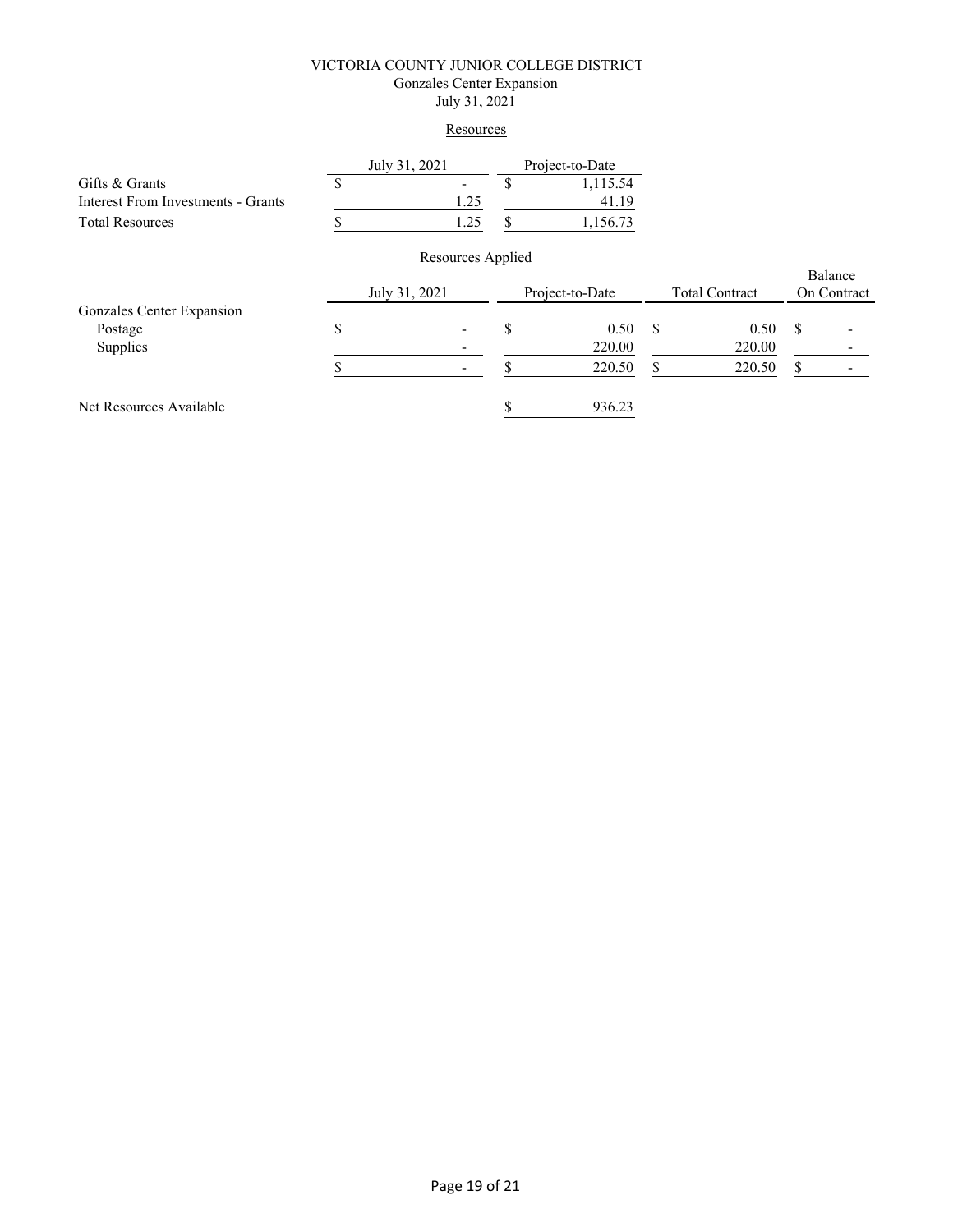# VICTORIA COUNTY JUNIOR COLLEGE DISTRICT

## Gonzales Center Expansion

### July 31, 2021

**Resources**

| | July 31, 2021 | Project-to-Date |
|---|---|---|
| Gifts & Grants | $ - | $ 1,115.54 |
| Interest From Investments - Grants | 1.25 | 41.19 |
| Total Resources | $ 1.25 | $ 1,156.73 |

**Resources Applied**

| | July 31, 2021 | Project-to-Date | Total Contract | Balance On Contract |
|---|---|---|---|---|
| Gonzales Center Expansion | | | | |
| Postage | $ - | $ 0.50 | $ 0.50 | $ - |
| Supplies | - | 220.00 | 220.00 | - |
| | $ - | $ 220.50 | $ 220.50 | $ - |
| | | | | |
| Net Resources Available | | $ 936.23 | | |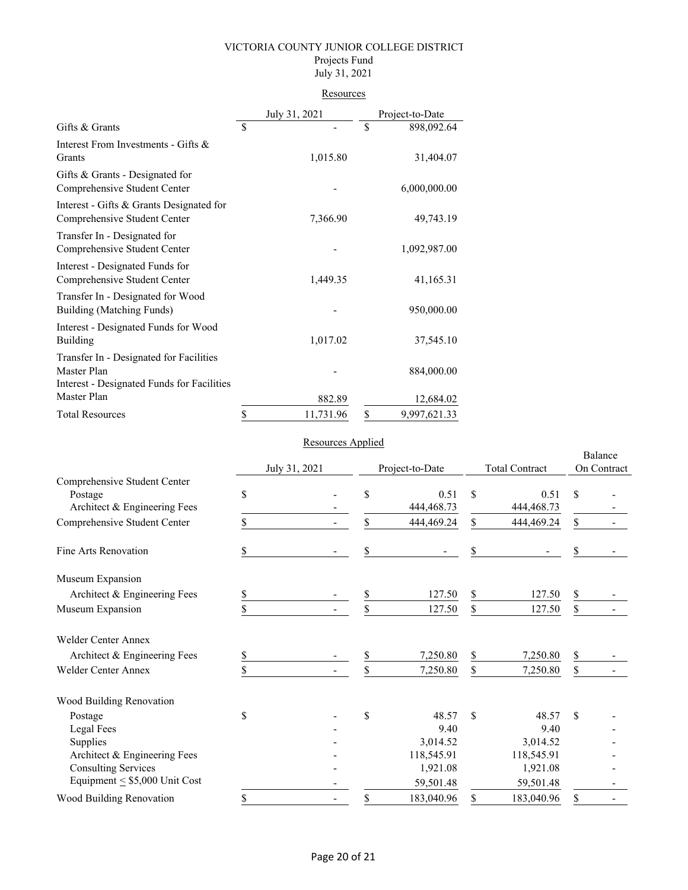# VICTORIA COUNTY JUNIOR COLLEGE DISTRICT

Projects Fund

July 31, 2021

## Resources

| | July 31, 2021 | Project-to-Date |
|---|---|---|
| Gifts & Grants | $ - | $ 898,092.64 |
| Interest From Investments - Gifts & Grants | 1,015.80 | 31,404.07 |
| Gifts & Grants - Designated for Comprehensive Student Center | - | 6,000,000.00 |
| Interest - Gifts & Grants Designated for Comprehensive Student Center | 7,366.90 | 49,743.19 |
| Transfer In - Designated for Comprehensive Student Center | - | 1,092,987.00 |
| Interest - Designated Funds for Comprehensive Student Center | 1,449.35 | 41,165.31 |
| Transfer In - Designated for Wood Building (Matching Funds) | - | 950,000.00 |
| Interest - Designated Funds for Wood Building | 1,017.02 | 37,545.10 |
| Transfer In - Designated for Facilities Master Plan | - | 884,000.00 |
| Interest - Designated Funds for Facilities Master Plan | 882.89 | 12,684.02 |
| Total Resources | $ 11,731.96 | $ 9,997,621.33 |

## Resources Applied

| | July 31, 2021 | Project-to-Date | Total Contract | Balance On Contract |
|---|---|---|---|---|
| **Comprehensive Student Center** | | | | |
| Postage | $ - | $ 0.51 | $ 0.51 | $ - |
| Architect & Engineering Fees | - | 444,468.73 | 444,468.73 | - |
| Comprehensive Student Center | $ - | $ 444,469.24 | $ 444,469.24 | $ - |
| | | | | |
| Fine Arts Renovation | $ - | $ - | $ - | $ - |
| | | | | |
| **Museum Expansion** | | | | |
| Architect & Engineering Fees | $ - | $ 127.50 | $ 127.50 | $ - |
| Museum Expansion | $ - | $ 127.50 | $ 127.50 | $ - |
| | | | | |
| **Welder Center Annex** | | | | |
| Architect & Engineering Fees | $ - | $ 7,250.80 | $ 7,250.80 | $ - |
| Welder Center Annex | $ - | $ 7,250.80 | $ 7,250.80 | $ - |
| | | | | |
| **Wood Building Renovation** | | | | |
| Postage | $ - | $ 48.57 | $ 48.57 | $ - |
| Legal Fees | - | 9.40 | 9.40 | - |
| Supplies | - | 3,014.52 | 3,014.52 | - |
| Architect & Engineering Fees | - | 118,545.91 | 118,545.91 | - |
| Consulting Services | - | 1,921.08 | 1,921.08 | - |
| Equipment ≤ $5,000 Unit Cost | - | 59,501.48 | 59,501.48 | - |
| Wood Building Renovation | $ - | $ 183,040.96 | $ 183,040.96 | $ - |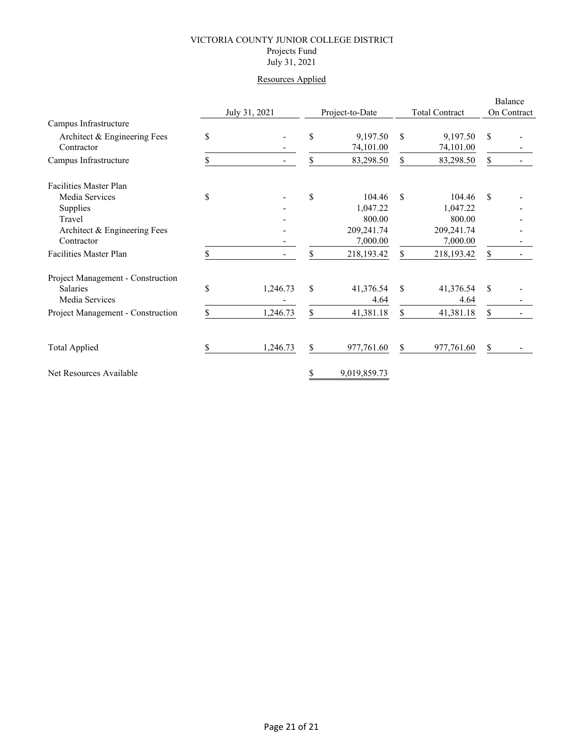VICTORIA COUNTY JUNIOR COLLEGE DISTRICT
Projects Fund
July 31, 2021

Resources Applied

| | July 31, 2021 | Project-to-Date | Total Contract | Balance On Contract |
|---|---|---|---|---|
| Campus Infrastructure | | | | |
| Architect & Engineering Fees | $ - | $ 9,197.50 | $ 9,197.50 | $ - |
| Contractor | - | 74,101.00 | 74,101.00 | - |
| Campus Infrastructure | $ - | $ 83,298.50 | $ 83,298.50 | $ - |
| Facilities Master Plan | | | | |
| Media Services | $ - | $ 104.46 | $ 104.46 | $ - |
| Supplies | - | 1,047.22 | 1,047.22 | - |
| Travel | - | 800.00 | 800.00 | - |
| Architect & Engineering Fees | - | 209,241.74 | 209,241.74 | - |
| Contractor | - | 7,000.00 | 7,000.00 | - |
| Facilities Master Plan | $ - | $ 218,193.42 | $ 218,193.42 | $ - |
| Project Management - Construction | | | | |
| Salaries | $ 1,246.73 | $ 41,376.54 | $ 41,376.54 | $ - |
| Media Services | - | 4.64 | 4.64 | - |
| Project Management - Construction | $ 1,246.73 | $ 41,381.18 | $ 41,381.18 | $ - |
| Total Applied | $ 1,246.73 | $ 977,761.60 | $ 977,761.60 | $ - |
| Net Resources Available | | $ 9,019,859.73 | | |